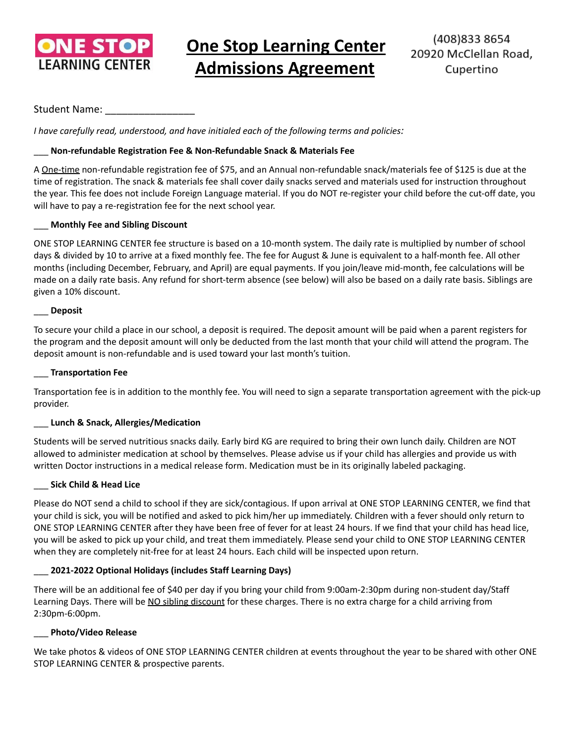**ONE STOP LEARNING CENTER**

# One Stop Learning Center Admissions Agreement

(408)833 8654
20920 McClellan Road,
Cupertino

Student Name: ________________

*I have carefully read, understood, and have initialed each of the following terms and policies:*

___ **Non-refundable Registration Fee & Non-Refundable Snack & Materials Fee**

A One-time non-refundable registration fee of $75, and an Annual non-refundable snack/materials fee of $125 is due at the time of registration. The snack & materials fee shall cover daily snacks served and materials used for instruction throughout the year. This fee does not include Foreign Language material. If you do NOT re-register your child before the cut-off date, you will have to pay a re-registration fee for the next school year.

___ **Monthly Fee and Sibling Discount**

ONE STOP LEARNING CENTER fee structure is based on a 10-month system. The daily rate is multiplied by number of school days & divided by 10 to arrive at a fixed monthly fee. The fee for August & June is equivalent to a half-month fee. All other months (including December, February, and April) are equal payments. If you join/leave mid-month, fee calculations will be made on a daily rate basis. Any refund for short-term absence (see below) will also be based on a daily rate basis. Siblings are given a 10% discount.

___ **Deposit**

To secure your child a place in our school, a deposit is required. The deposit amount will be paid when a parent registers for the program and the deposit amount will only be deducted from the last month that your child will attend the program. The deposit amount is non-refundable and is used toward your last month's tuition.

___ **Transportation Fee**

Transportation fee is in addition to the monthly fee. You will need to sign a separate transportation agreement with the pick-up provider.

___ **Lunch & Snack, Allergies/Medication**

Students will be served nutritious snacks daily. Early bird KG are required to bring their own lunch daily. Children are NOT allowed to administer medication at school by themselves. Please advise us if your child has allergies and provide us with written Doctor instructions in a medical release form. Medication must be in its originally labeled packaging.

___ **Sick Child & Head Lice**

Please do NOT send a child to school if they are sick/contagious. If upon arrival at ONE STOP LEARNING CENTER, we find that your child is sick, you will be notified and asked to pick him/her up immediately. Children with a fever should only return to ONE STOP LEARNING CENTER after they have been free of fever for at least 24 hours. If we find that your child has head lice, you will be asked to pick up your child, and treat them immediately. Please send your child to ONE STOP LEARNING CENTER when they are completely nit-free for at least 24 hours. Each child will be inspected upon return.

___ **2021-2022 Optional Holidays (includes Staff Learning Days)**

There will be an additional fee of $40 per day if you bring your child from 9:00am-2:30pm during non-student day/Staff Learning Days. There will be NO sibling discount for these charges. There is no extra charge for a child arriving from 2:30pm-6:00pm.

___ **Photo/Video Release**

We take photos & videos of ONE STOP LEARNING CENTER children at events throughout the year to be shared with other ONE STOP LEARNING CENTER & prospective parents.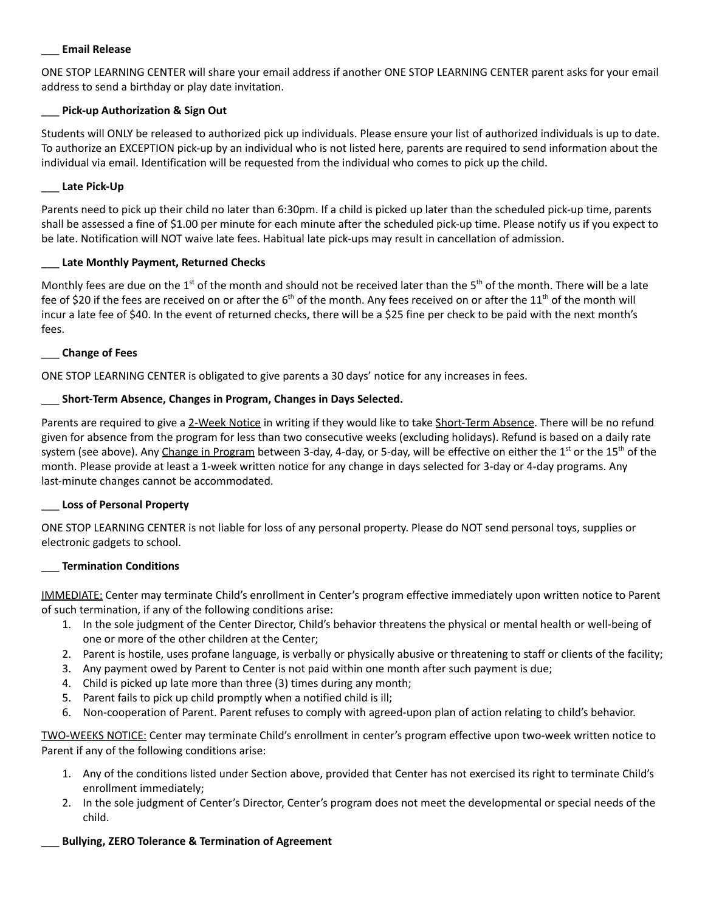___ **Email Release**

ONE STOP LEARNING CENTER will share your email address if another ONE STOP LEARNING CENTER parent asks for your email address to send a birthday or play date invitation.

___ **Pick-up Authorization & Sign Out**

Students will ONLY be released to authorized pick up individuals. Please ensure your list of authorized individuals is up to date. To authorize an EXCEPTION pick-up by an individual who is not listed here, parents are required to send information about the individual via email. Identification will be requested from the individual who comes to pick up the child.

___ **Late Pick-Up**

Parents need to pick up their child no later than 6:30pm. If a child is picked up later than the scheduled pick-up time, parents shall be assessed a fine of $1.00 per minute for each minute after the scheduled pick-up time. Please notify us if you expect to be late. Notification will NOT waive late fees. Habitual late pick-ups may result in cancellation of admission.

___ **Late Monthly Payment, Returned Checks**

Monthly fees are due on the 1st of the month and should not be received later than the 5th of the month. There will be a late fee of $20 if the fees are received on or after the 6th of the month. Any fees received on or after the 11th of the month will incur a late fee of $40. In the event of returned checks, there will be a $25 fine per check to be paid with the next month's fees.

___ **Change of Fees**

ONE STOP LEARNING CENTER is obligated to give parents a 30 days' notice for any increases in fees.

___ **Short-Term Absence, Changes in Program, Changes in Days Selected.**

Parents are required to give a <u>2-Week Notice</u> in writing if they would like to take <u>Short-Term Absence</u>. There will be no refund given for absence from the program for less than two consecutive weeks (excluding holidays). Refund is based on a daily rate system (see above). Any <u>Change in Program</u> between 3-day, 4-day, or 5-day, will be effective on either the 1st or the 15th of the month. Please provide at least a 1-week written notice for any change in days selected for 3-day or 4-day programs. Any last-minute changes cannot be accommodated.

___ **Loss of Personal Property**

ONE STOP LEARNING CENTER is not liable for loss of any personal property. Please do NOT send personal toys, supplies or electronic gadgets to school.

___ **Termination Conditions**

<u>IMMEDIATE:</u> Center may terminate Child's enrollment in Center's program effective immediately upon written notice to Parent of such termination, if any of the following conditions arise:

1. In the sole judgment of the Center Director, Child's behavior threatens the physical or mental health or well-being of one or more of the other children at the Center;
2. Parent is hostile, uses profane language, is verbally or physically abusive or threatening to staff or clients of the facility;
3. Any payment owed by Parent to Center is not paid within one month after such payment is due;
4. Child is picked up late more than three (3) times during any month;
5. Parent fails to pick up child promptly when a notified child is ill;
6. Non-cooperation of Parent. Parent refuses to comply with agreed-upon plan of action relating to child's behavior.

<u>TWO-WEEKS NOTICE:</u> Center may terminate Child's enrollment in center's program effective upon two-week written notice to Parent if any of the following conditions arise:

1. Any of the conditions listed under Section above, provided that Center has not exercised its right to terminate Child's enrollment immediately;
2. In the sole judgment of Center's Director, Center's program does not meet the developmental or special needs of the child.

___ **Bullying, ZERO Tolerance & Termination of Agreement**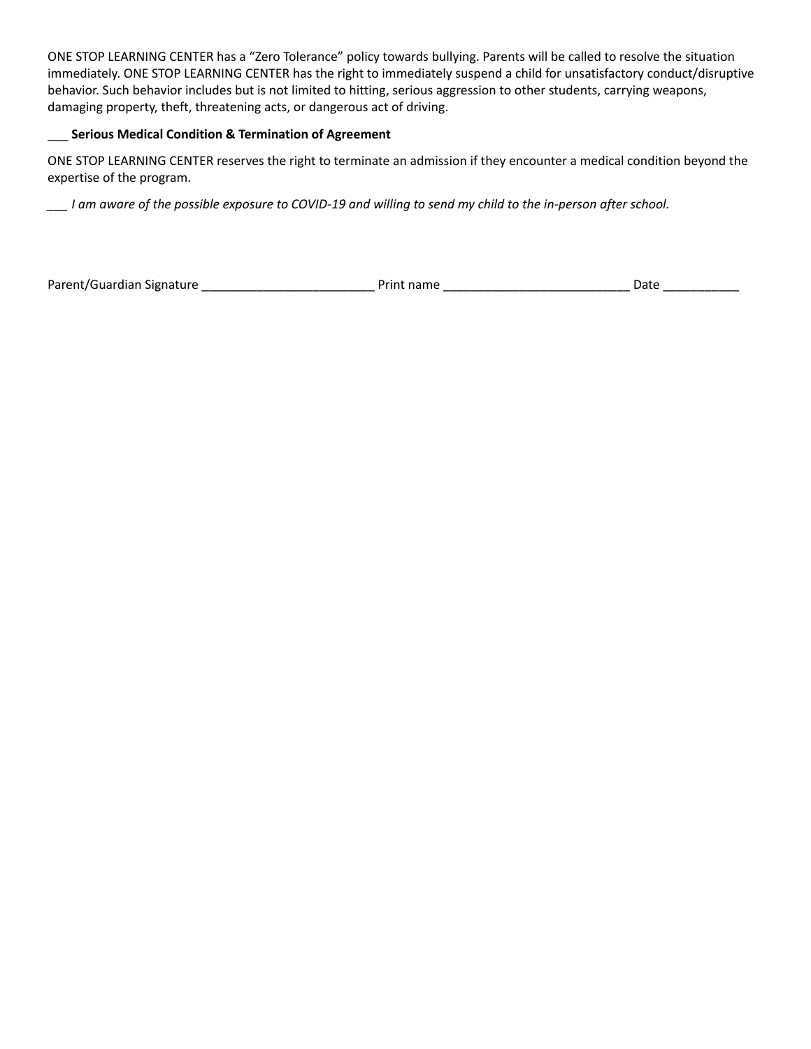ONE STOP LEARNING CENTER has a "Zero Tolerance" policy towards bullying. Parents will be called to resolve the situation immediately. ONE STOP LEARNING CENTER has the right to immediately suspend a child for unsatisfactory conduct/disruptive behavior. Such behavior includes but is not limited to hitting, serious aggression to other students, carrying weapons, damaging property, theft, threatening acts, or dangerous act of driving.

___ **Serious Medical Condition & Termination of Agreement**

ONE STOP LEARNING CENTER reserves the right to terminate an admission if they encounter a medical condition beyond the expertise of the program.

___ *I am aware of the possible exposure to COVID-19 and willing to send my child to the in-person after school.*

Parent/Guardian Signature _________________________ Print name ___________________________ Date ___________